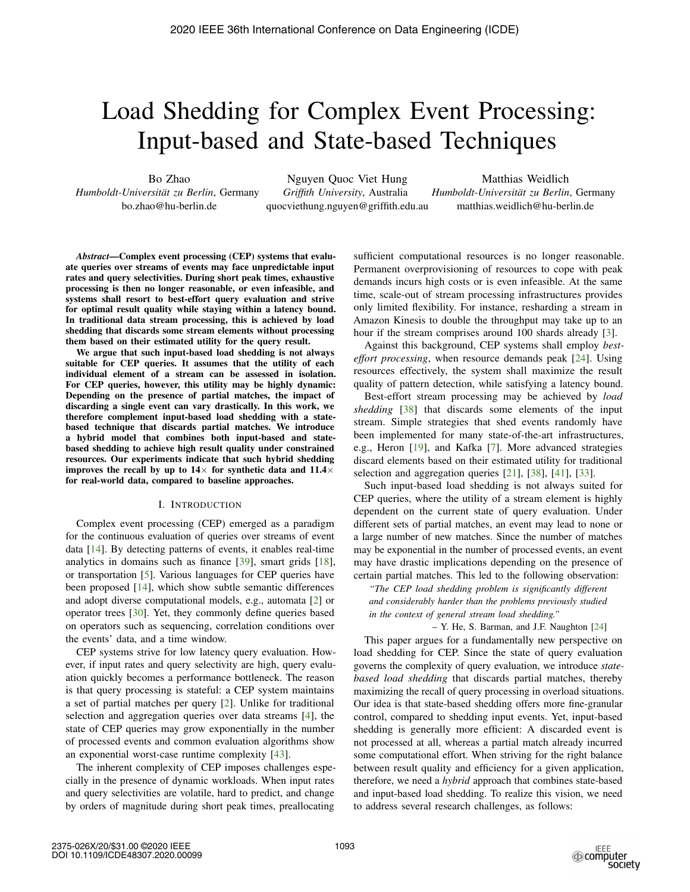# Load Shedding for Complex Event Processing: Input-based and State-based Techniques

Bo Zhao
*Humboldt-Universität zu Berlin*, Germany
bo.zhao@hu-berlin.de

Nguyen Quoc Viet Hung
*Griffith University*, Australia
quocviethung.nguyen@griffith.edu.au

Matthias Weidlich
*Humboldt-Universität zu Berlin*, Germany
matthias.weidlich@hu-berlin.de

***Abstract*—Complex event processing (CEP) systems that evaluate queries over streams of events may face unpredictable input rates and query selectivities. During short peak times, exhaustive processing is then no longer reasonable, or even infeasible, and systems shall resort to best-effort query evaluation and strive for optimal result quality while staying within a latency bound. In traditional data stream processing, this is achieved by load shedding that discards some stream elements without processing them based on their estimated utility for the query result.**

**We argue that such input-based load shedding is not always suitable for CEP queries. It assumes that the utility of each individual element of a stream can be assessed in isolation. For CEP queries, however, this utility may be highly dynamic: Depending on the presence of partial matches, the impact of discarding a single event can vary drastically. In this work, we therefore complement input-based load shedding with a state-based technique that discards partial matches. We introduce a hybrid model that combines both input-based and state-based shedding to achieve high result quality under constrained resources. Our experiments indicate that such hybrid shedding improves the recall by up to 14× for synthetic data and 11.4× for real-world data, compared to baseline approaches.**

## I. Introduction

Complex event processing (CEP) emerged as a paradigm for the continuous evaluation of queries over streams of event data [14]. By detecting patterns of events, it enables real-time analytics in domains such as finance [39], smart grids [18], or transportation [5]. Various languages for CEP queries have been proposed [14], which show subtle semantic differences and adopt diverse computational models, e.g., automata [2] or operator trees [30]. Yet, they commonly define queries based on operators such as sequencing, correlation conditions over the events' data, and a time window.

CEP systems strive for low latency query evaluation. However, if input rates and query selectivity are high, query evaluation quickly becomes a performance bottleneck. The reason is that query processing is stateful: a CEP system maintains a set of partial matches per query [2]. Unlike for traditional selection and aggregation queries over data streams [4], the state of CEP queries may grow exponentially in the number of processed events and common evaluation algorithms show an exponential worst-case runtime complexity [43].

The inherent complexity of CEP imposes challenges especially in the presence of dynamic workloads. When input rates and query selectivities are volatile, hard to predict, and change by orders of magnitude during short peak times, preallocating sufficient computational resources is no longer reasonable. Permanent overprovisioning of resources to cope with peak demands incurs high costs or is even infeasible. At the same time, scale-out of stream processing infrastructures provides only limited flexibility. For instance, resharding a stream in Amazon Kinesis to double the throughput may take up to an hour if the stream comprises around 100 shards already [3].

Against this background, CEP systems shall employ *best-effort processing*, when resource demands peak [24]. Using resources effectively, the system shall maximize the result quality of pattern detection, while satisfying a latency bound.

Best-effort stream processing may be achieved by *load shedding* [38] that discards some elements of the input stream. Simple strategies that shed events randomly have been implemented for many state-of-the-art infrastructures, e.g., Heron [19], and Kafka [7]. More advanced strategies discard elements based on their estimated utility for traditional selection and aggregation queries [21], [38], [41], [33].

Such input-based load shedding is not always suited for CEP queries, where the utility of a stream element is highly dependent on the current state of query evaluation. Under different sets of partial matches, an event may lead to none or a large number of new matches. Since the number of matches may be exponential in the number of processed events, an event may have drastic implications depending on the presence of certain partial matches. This led to the following observation:

> *"The CEP load shedding problem is significantly different and considerably harder than the problems previously studied in the context of general stream load shedding."*
>
> – Y. He, S. Barman, and J.F. Naughton [24]

This paper argues for a fundamentally new perspective on load shedding for CEP. Since the state of query evaluation governs the complexity of query evaluation, we introduce *state-based load shedding* that discards partial matches, thereby maximizing the recall of query processing in overload situations. Our idea is that state-based shedding offers more fine-granular control, compared to shedding input events. Yet, input-based shedding is generally more efficient: A discarded event is not processed at all, whereas a partial match already incurred some computational effort. When striving for the right balance between result quality and efficiency for a given application, therefore, we need a *hybrid* approach that combines state-based and input-based load shedding. To realize this vision, we need to address several research challenges, as follows: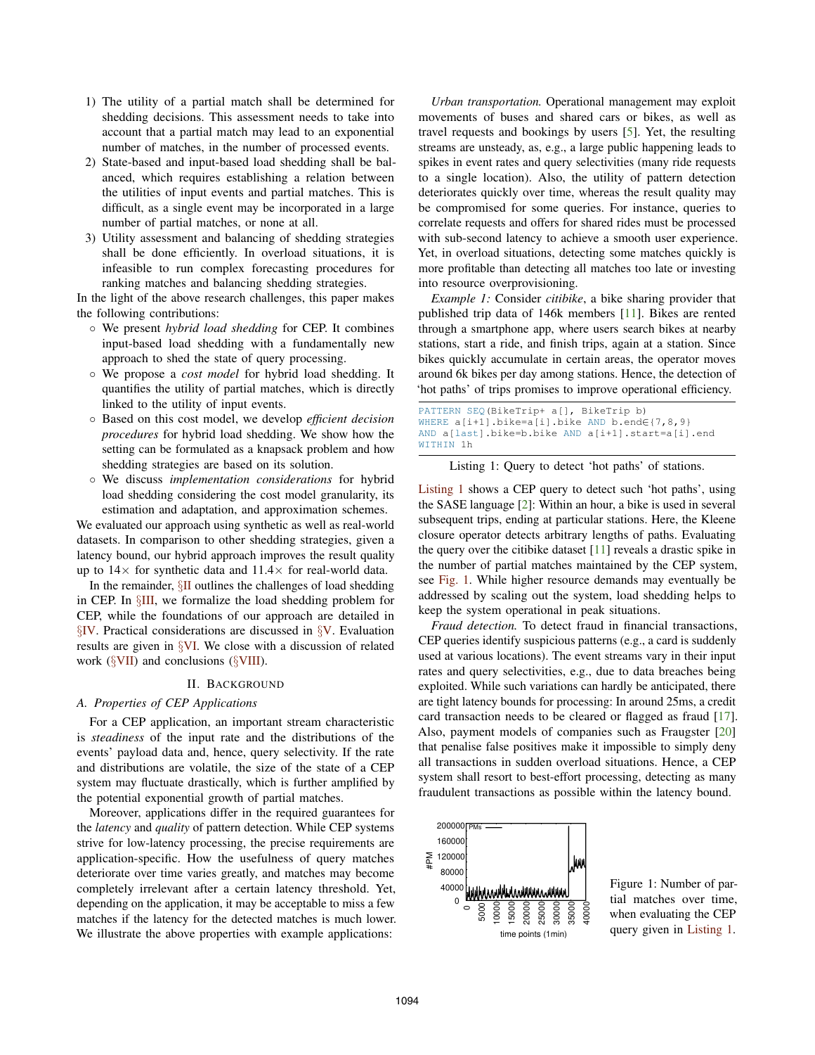1) The utility of a partial match shall be determined for shedding decisions. This assessment needs to take into account that a partial match may lead to an exponential number of matches, in the number of processed events.
2) State-based and input-based load shedding shall be balanced, which requires establishing a relation between the utilities of input events and partial matches. This is difficult, as a single event may be incorporated in a large number of partial matches, or none at all.
3) Utility assessment and balancing of shedding strategies shall be done efficiently. In overload situations, it is infeasible to run complex forecasting procedures for ranking matches and balancing shedding strategies.

In the light of the above research challenges, this paper makes the following contributions:

- We present *hybrid load shedding* for CEP. It combines input-based load shedding with a fundamentally new approach to shed the state of query processing.
- We propose a *cost model* for hybrid load shedding. It quantifies the utility of partial matches, which is directly linked to the utility of input events.
- Based on this cost model, we develop *efficient decision procedures* for hybrid load shedding. We show how the setting can be formulated as a knapsack problem and how shedding strategies are based on its solution.
- We discuss *implementation considerations* for hybrid load shedding considering the cost model granularity, its estimation and adaptation, and approximation schemes.

We evaluated our approach using synthetic as well as real-world datasets. In comparison to other shedding strategies, given a latency bound, our hybrid approach improves the result quality up to 14× for synthetic data and 11.4× for real-world data.

In the remainder, §II outlines the challenges of load shedding in CEP. In §III, we formalize the load shedding problem for CEP, while the foundations of our approach are detailed in §IV. Practical considerations are discussed in §V. Evaluation results are given in §VI. We close with a discussion of related work (§VII) and conclusions (§VIII).

## II. Background

### A. Properties of CEP Applications

For a CEP application, an important stream characteristic is *steadiness* of the input rate and the distributions of the events' payload data and, hence, query selectivity. If the rate and distributions are volatile, the size of the state of a CEP system may fluctuate drastically, which is further amplified by the potential exponential growth of partial matches.

Moreover, applications differ in the required guarantees for the *latency* and *quality* of pattern detection. While CEP systems strive for low-latency processing, the precise requirements are application-specific. How the usefulness of query matches deteriorate over time varies greatly, and matches may become completely irrelevant after a certain latency threshold. Yet, depending on the application, it may be acceptable to miss a few matches if the latency for the detected matches is much lower. We illustrate the above properties with example applications:

*Urban transportation.* Operational management may exploit movements of buses and shared cars or bikes, as well as travel requests and bookings by users [5]. Yet, the resulting streams are unsteady, as, e.g., a large public happening leads to spikes in event rates and query selectivities (many ride requests to a single location). Also, the utility of pattern detection deteriorates quickly over time, whereas the result quality may be compromised for some queries. For instance, queries to correlate requests and offers for shared rides must be processed with sub-second latency to achieve a smooth user experience. Yet, in overload situations, detecting some matches quickly is more profitable than detecting all matches too late or investing into resource overprovisioning.

*Example 1:* Consider *citibike*, a bike sharing provider that published trip data of 146k members [11]. Bikes are rented through a smartphone app, where users search bikes at nearby stations, start a ride, and finish trips, again at a station. Since bikes quickly accumulate in certain areas, the operator moves around 6k bikes per day among stations. Hence, the detection of 'hot paths' of trips promises to improve operational efficiency.

```
PATTERN SEQ(BikeTrip+ a[], BikeTrip b)
WHERE a[i+1].bike=a[i].bike AND b.end∈{7,8,9}
AND a[last].bike=b.bike AND a[i+1].start=a[i].end
WITHIN 1h
```

Listing 1: Query to detect 'hot paths' of stations.

Listing 1 shows a CEP query to detect such 'hot paths', using the SASE language [2]: Within an hour, a bike is used in several subsequent trips, ending at particular stations. Here, the Kleene closure operator detects arbitrary lengths of paths. Evaluating the query over the citibike dataset [11] reveals a drastic spike in the number of partial matches maintained by the CEP system, see Fig. 1. While higher resource demands may eventually be addressed by scaling out the system, load shedding helps to keep the system operational in peak situations.

*Fraud detection.* To detect fraud in financial transactions, CEP queries identify suspicious patterns (e.g., a card is suddenly used at various locations). The event streams vary in their input rates and query selectivities, e.g., due to data breaches being exploited. While such variations can hardly be anticipated, there are tight latency bounds for processing: In around 25ms, a credit card transaction needs to be cleared or flagged as fraud [17]. Also, payment models of companies such as Fraugster [20] that penalise false positives make it impossible to simply deny all transactions in sudden overload situations. Hence, a CEP system shall resort to best-effort processing, detecting as many fraudulent transactions as possible within the latency bound.

Figure 1: Number of partial matches over time, when evaluating the CEP query given in Listing 1.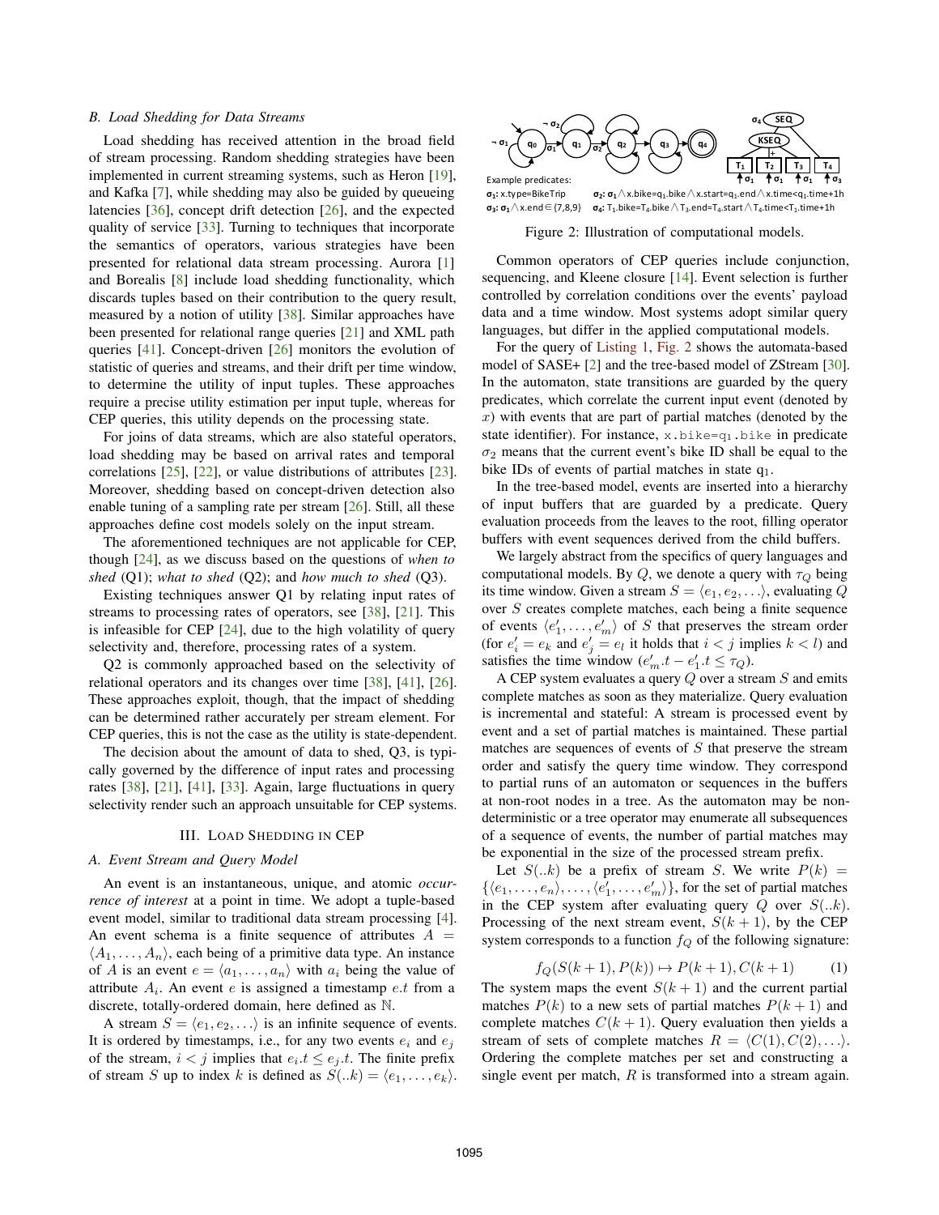### B. Load Shedding for Data Streams

Load shedding has received attention in the broad field of stream processing. Random shedding strategies have been implemented in current streaming systems, such as Heron [19], and Kafka [7], while shedding may also be guided by queueing latencies [36], concept drift detection [26], and the expected quality of service [33]. Turning to techniques that incorporate the semantics of operators, various strategies have been presented for relational data stream processing. Aurora [1] and Borealis [8] include load shedding functionality, which discards tuples based on their contribution to the query result, measured by a notion of utility [38]. Similar approaches have been presented for relational range queries [21] and XML path queries [41]. Concept-driven [26] monitors the evolution of statistic of queries and streams, and their drift per time window, to determine the utility of input tuples. These approaches require a precise utility estimation per input tuple, whereas for CEP queries, this utility depends on the processing state.

For joins of data streams, which are also stateful operators, load shedding may be based on arrival rates and temporal correlations [25], [22], or value distributions of attributes [23]. Moreover, shedding based on concept-driven detection also enable tuning of a sampling rate per stream [26]. Still, all these approaches define cost models solely on the input stream.

The aforementioned techniques are not applicable for CEP, though [24], as we discuss based on the questions of *when to shed* (Q1); *what to shed* (Q2); and *how much to shed* (Q3).

Existing techniques answer Q1 by relating input rates of streams to processing rates of operators, see [38], [21]. This is infeasible for CEP [24], due to the high volatility of query selectivity and, therefore, processing rates of a system.

Q2 is commonly approached based on the selectivity of relational operators and its changes over time [38], [41], [26]. These approaches exploit, though, that the impact of shedding can be determined rather accurately per stream element. For CEP queries, this is not the case as the utility is state-dependent.

The decision about the amount of data to shed, Q3, is typically governed by the difference of input rates and processing rates [38], [21], [41], [33]. Again, large fluctuations in query selectivity render such an approach unsuitable for CEP systems.

## III. Load Shedding in CEP

### A. Event Stream and Query Model

An event is an instantaneous, unique, and atomic *occurrence of interest* at a point in time. We adopt a tuple-based event model, similar to traditional data stream processing [4]. An event schema is a finite sequence of attributes $A = \langle A_1, \ldots, A_n \rangle$, each being of a primitive data type. An instance of $A$ is an event $e = \langle a_1, \ldots, a_n \rangle$ with $a_i$ being the value of attribute $A_i$. An event $e$ is assigned a timestamp $e.t$ from a discrete, totally-ordered domain, here defined as $\mathbb{N}$.

A stream $S = \langle e_1, e_2, \ldots \rangle$ is an infinite sequence of events. It is ordered by timestamps, i.e., for any two events $e_i$ and $e_j$ of the stream, $i < j$ implies that $e_i.t \leq e_j.t$. The finite prefix of stream $S$ up to index $k$ is defined as $S(..k) = \langle e_1, \ldots, e_k \rangle$.

Example predicates:
σ₁: x.type=BikeTrip
σ₂: σ₁∧x.bike=q₁.bike∧x.start=q₁.end∧x.time<q₁.time+1h
σ₃: σ₁∧x.end∈{7,8,9}
σ₄: T₁.bike=T₄.bike∧T₃.end=T₄.start∧T₄.time<T₁.time+1h

Figure 2: Illustration of computational models.

Common operators of CEP queries include conjunction, sequencing, and Kleene closure [14]. Event selection is further controlled by correlation conditions over the events' payload data and a time window. Most systems adopt similar query languages, but differ in the applied computational models.

For the query of Listing 1, Fig. 2 shows the automata-based model of SASE+ [2] and the tree-based model of ZStream [30]. In the automaton, state transitions are guarded by the query predicates, which correlate the current input event (denoted by $x$) with events that are part of partial matches (denoted by the state identifier). For instance, `x.bike=q1.bike` in predicate $\sigma_2$ means that the current event's bike ID shall be equal to the bike IDs of events of partial matches in state $q_1$.

In the tree-based model, events are inserted into a hierarchy of input buffers that are guarded by a predicate. Query evaluation proceeds from the leaves to the root, filling operator buffers with event sequences derived from the child buffers.

We largely abstract from the specifics of query languages and computational models. By $Q$, we denote a query with $\tau_Q$ being its time window. Given a stream $S = \langle e_1, e_2, \ldots \rangle$, evaluating $Q$ over $S$ creates complete matches, each being a finite sequence of events $\langle e'_1, \ldots, e'_m \rangle$ of $S$ that preserves the stream order (for $e'_i = e_k$ and $e'_j = e_l$ it holds that $i < j$ implies $k < l$) and satisfies the time window ($e'_m.t - e'_1.t \leq \tau_Q$).

A CEP system evaluates a query $Q$ over a stream $S$ and emits complete matches as soon as they materialize. Query evaluation is incremental and stateful: A stream is processed event by event and a set of partial matches is maintained. These partial matches are sequences of events of $S$ that preserve the stream order and satisfy the query time window. They correspond to partial runs of an automaton or sequences in the buffers at non-root nodes in a tree. As the automaton may be non-deterministic or a tree operator may enumerate all subsequences of a sequence of events, the number of partial matches may be exponential in the size of the processed stream prefix.

Let $S(..k)$ be a prefix of stream $S$. We write $P(k) = \{\langle e_1, \ldots, e_n \rangle, \ldots, \langle e'_1, \ldots, e'_m \rangle\}$, for the set of partial matches in the CEP system after evaluating query $Q$ over $S(..k)$. Processing of the next stream event, $S(k+1)$, by the CEP system corresponds to a function $f_Q$ of the following signature:

$$f_Q(S(k+1), P(k)) \mapsto P(k+1), C(k+1) \tag{1}$$

The system maps the event $S(k+1)$ and the current partial matches $P(k)$ to a new sets of partial matches $P(k+1)$ and complete matches $C(k+1)$. Query evaluation then yields a stream of sets of complete matches $R = \langle C(1), C(2), \ldots \rangle$. Ordering the complete matches per set and constructing a single event per match, $R$ is transformed into a stream again.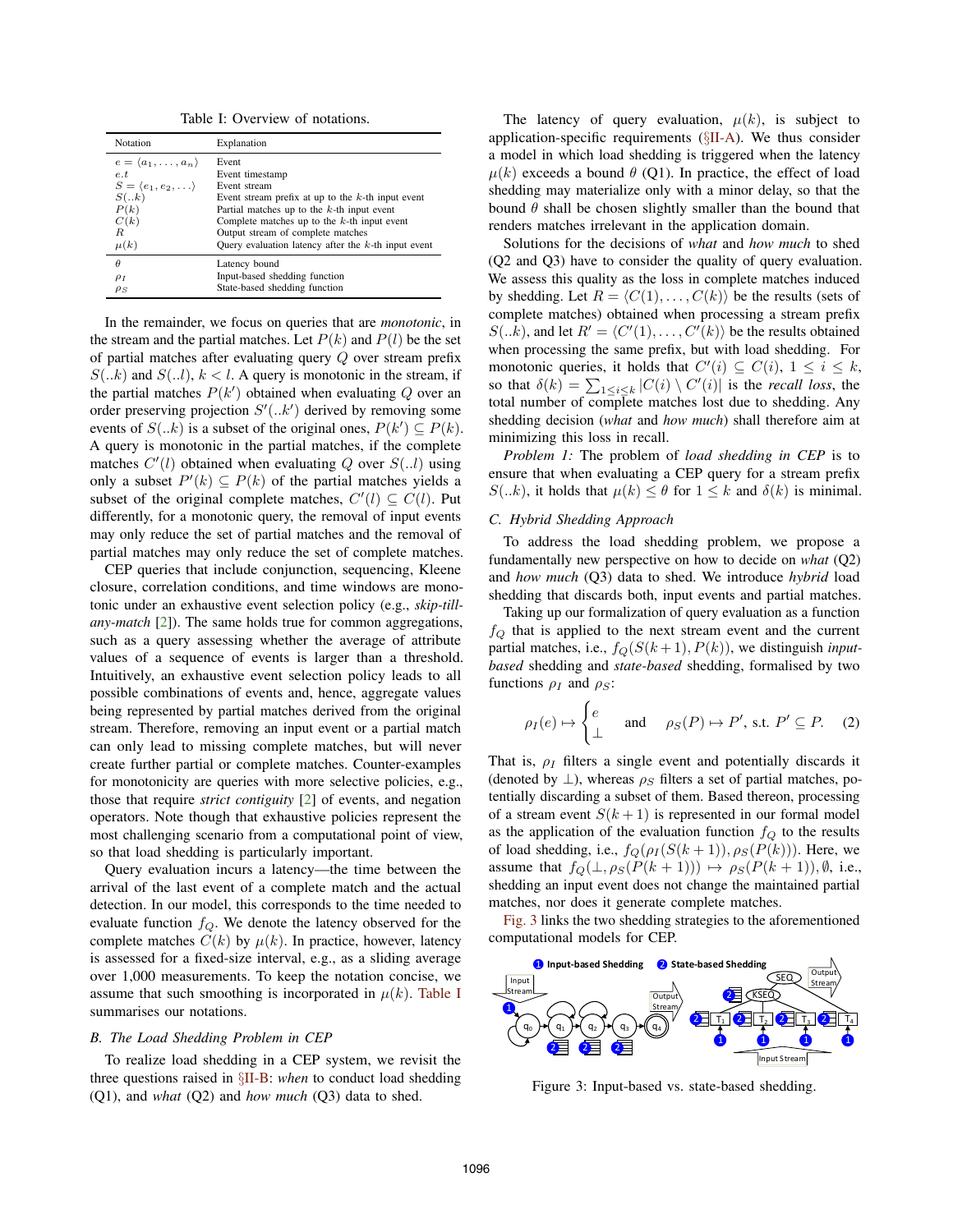Table I: Overview of notations.

| Notation | Explanation |
|---|---|
| $e = \langle a_1, \ldots, a_n \rangle$ | Event |
| $e.t$ | Event timestamp |
| $S = \langle e_1, e_2, \ldots \rangle$ | Event stream |
| $S(..k)$ | Event stream prefix at up to the $k$-th input event |
| $P(k)$ | Partial matches up to the $k$-th input event |
| $C(k)$ | Complete matches up to the $k$-th input event |
| $R$ | Output stream of complete matches |
| $\mu(k)$ | Query evaluation latency after the $k$-th input event |
| $\theta$ | Latency bound |
| $\rho_I$ | Input-based shedding function |
| $\rho_S$ | State-based shedding function |

In the remainder, we focus on queries that are *monotonic*, in the stream and the partial matches. Let $P(k)$ and $P(l)$ be the set of partial matches after evaluating query $Q$ over stream prefix $S(..k)$ and $S(..l)$, $k < l$. A query is monotonic in the stream, if the partial matches $P(k')$ obtained when evaluating $Q$ over an order preserving projection $S'(..k')$ derived by removing some events of $S(..k)$ is a subset of the original ones, $P(k') \subseteq P(k)$. A query is monotonic in the partial matches, if the complete matches $C'(l)$ obtained when evaluating $Q$ over $S(..l)$ using only a subset $P'(k) \subseteq P(k)$ of the partial matches yields a subset of the original complete matches, $C'(l) \subseteq C(l)$. Put differently, for a monotonic query, the removal of input events may only reduce the set of partial matches and the removal of partial matches may only reduce the set of complete matches.

CEP queries that include conjunction, sequencing, Kleene closure, correlation conditions, and time windows are monotonic under an exhaustive event selection policy (e.g., *skip-till-any-match* [2]). The same holds true for common aggregations, such as a query assessing whether the average of attribute values of a sequence of events is larger than a threshold. Intuitively, an exhaustive event selection policy leads to all possible combinations of events and, hence, aggregate values being represented by partial matches derived from the original stream. Therefore, removing an input event or a partial match can only lead to missing complete matches, but will never create further partial or complete matches. Counter-examples for monotonicity are queries with more selective policies, e.g., those that require *strict contiguity* [2] of events, and negation operators. Note though that exhaustive policies represent the most challenging scenario from a computational point of view, so that load shedding is particularly important.

Query evaluation incurs a latency—the time between the arrival of the last event of a complete match and the actual detection. In our model, this corresponds to the time needed to evaluate function $f_Q$. We denote the latency observed for the complete matches $C(k)$ by $\mu(k)$. In practice, however, latency is assessed for a fixed-size interval, e.g., as a sliding average over 1,000 measurements. To keep the notation concise, we assume that such smoothing is incorporated in $\mu(k)$. Table I summarises our notations.

### B. The Load Shedding Problem in CEP

To realize load shedding in a CEP system, we revisit the three questions raised in §II-B: *when* to conduct load shedding (Q1), and *what* (Q2) and *how much* (Q3) data to shed.

The latency of query evaluation, $\mu(k)$, is subject to application-specific requirements (§II-A). We thus consider a model in which load shedding is triggered when the latency $\mu(k)$ exceeds a bound $\theta$ (Q1). In practice, the effect of load shedding may materialize only with a minor delay, so that the bound $\theta$ shall be chosen slightly smaller than the bound that renders matches irrelevant in the application domain.

Solutions for the decisions of *what* and *how much* to shed (Q2 and Q3) have to consider the quality of query evaluation. We assess this quality as the loss in complete matches induced by shedding. Let $R = \langle C(1), \ldots, C(k) \rangle$ be the results (sets of complete matches) obtained when processing a stream prefix $S(..k)$, and let $R' = \langle C'(1), \ldots, C'(k) \rangle$ be the results obtained when processing the same prefix, but with load shedding. For monotonic queries, it holds that $C'(i) \subseteq C(i)$, $1 \leq i \leq k$, so that $\delta(k) = \sum_{1 \leq i \leq k} |C(i) \setminus C'(i)|$ is the *recall loss*, the total number of complete matches lost due to shedding. Any shedding decision (*what* and *how much*) shall therefore aim at minimizing this loss in recall.

*Problem 1:* The problem of *load shedding in CEP* is to ensure that when evaluating a CEP query for a stream prefix $S(..k)$, it holds that $\mu(k) \leq \theta$ for $1 \leq k$ and $\delta(k)$ is minimal.

### C. Hybrid Shedding Approach

To address the load shedding problem, we propose a fundamentally new perspective on how to decide on *what* (Q2) and *how much* (Q3) data to shed. We introduce *hybrid* load shedding that discards both, input events and partial matches.

Taking up our formalization of query evaluation as a function $f_Q$ that is applied to the next stream event and the current partial matches, i.e., $f_Q(S(k+1), P(k))$, we distinguish *input-based* shedding and *state-based* shedding, formalised by two functions $\rho_I$ and $\rho_S$:

$$\rho_I(e) \mapsto \begin{cases} e \\ \perp \end{cases} \quad \text{and} \quad \rho_S(P) \mapsto P', \text{ s.t. } P' \subseteq P. \tag{2}$$

That is, $\rho_I$ filters a single event and potentially discards it (denoted by $\perp$), whereas $\rho_S$ filters a set of partial matches, potentially discarding a subset of them. Based thereon, processing of a stream event $S(k+1)$ is represented in our formal model as the application of the evaluation function $f_Q$ to the results of load shedding, i.e., $f_Q(\rho_I(S(k+1)), \rho_S(P(k)))$. Here, we assume that $f_Q(\perp, \rho_S(P(k+1))) \mapsto \rho_S(P(k+1)), \emptyset$, i.e., shedding an input event does not change the maintained partial matches, nor does it generate complete matches.

Fig. 3 links the two shedding strategies to the aforementioned computational models for CEP.

Figure 3: Input-based vs. state-based shedding.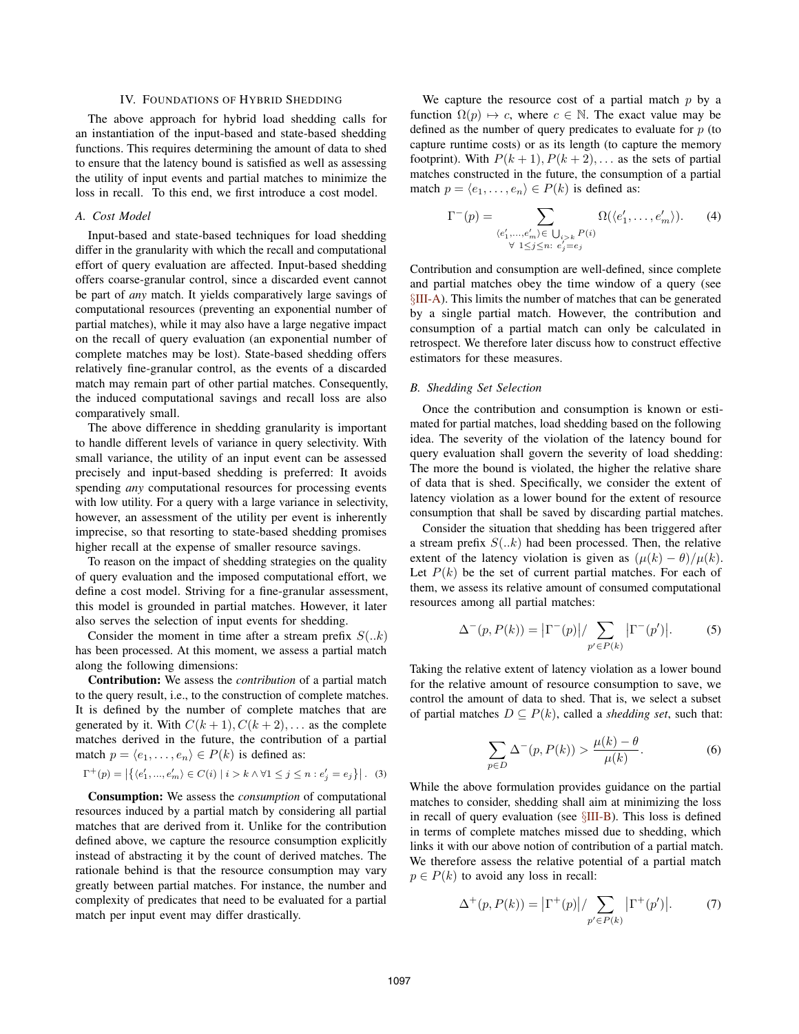## IV. Foundations of Hybrid Shedding

The above approach for hybrid load shedding calls for an instantiation of the input-based and state-based shedding functions. This requires determining the amount of data to shed to ensure that the latency bound is satisfied as well as assessing the utility of input events and partial matches to minimize the loss in recall. To this end, we first introduce a cost model.

### A. Cost Model

Input-based and state-based techniques for load shedding differ in the granularity with which the recall and computational effort of query evaluation are affected. Input-based shedding offers coarse-granular control, since a discarded event cannot be part of *any* match. It yields comparatively large savings of computational resources (preventing an exponential number of partial matches), while it may also have a large negative impact on the recall of query evaluation (an exponential number of complete matches may be lost). State-based shedding offers relatively fine-granular control, as the events of a discarded match may remain part of other partial matches. Consequently, the induced computational savings and recall loss are also comparatively small.

The above difference in shedding granularity is important to handle different levels of variance in query selectivity. With small variance, the utility of an input event can be assessed precisely and input-based shedding is preferred: It avoids spending *any* computational resources for processing events with low utility. For a query with a large variance in selectivity, however, an assessment of the utility per event is inherently imprecise, so that resorting to state-based shedding promises higher recall at the expense of smaller resource savings.

To reason on the impact of shedding strategies on the quality of query evaluation and the imposed computational effort, we define a cost model. Striving for a fine-granular assessment, this model is grounded in partial matches. However, it later also serves the selection of input events for shedding.

Consider the moment in time after a stream prefix $S(..k)$ has been processed. At this moment, we assess a partial match along the following dimensions:

**Contribution:** We assess the *contribution* of a partial match to the query result, i.e., to the construction of complete matches. It is defined by the number of complete matches that are generated by it. With $C(k+1), C(k+2), \ldots$ as the complete matches derived in the future, the contribution of a partial match $p = \langle e_1, \ldots, e_n \rangle \in P(k)$ is defined as:

$$\Gamma^+(p) = \left|\left\{\langle e'_1, ..., e'_m \rangle \in C(i) \mid i > k \wedge \forall 1 \leq j \leq n : e'_j = e_j \right\}\right|. \quad (3)$$

**Consumption:** We assess the *consumption* of computational resources induced by a partial match by considering all partial matches that are derived from it. Unlike for the contribution defined above, we capture the resource consumption explicitly instead of abstracting it by the count of derived matches. The rationale behind is that the resource consumption may vary greatly between partial matches. For instance, the number and complexity of predicates that need to be evaluated for a partial match per input event may differ drastically.

We capture the resource cost of a partial match $p$ by a function $\Omega(p) \mapsto c$, where $c \in \mathbb{N}$. The exact value may be defined as the number of query predicates to evaluate for $p$ (to capture runtime costs) or as its length (to capture the memory footprint). With $P(k+1), P(k+2), \ldots$ as the sets of partial matches constructed in the future, the consumption of a partial match $p = \langle e_1, \ldots, e_n \rangle \in P(k)$ is defined as:

$$\Gamma^-(p) = \sum_{\substack{\langle e'_1, \ldots, e'_m \rangle \in \bigcup_{i>k} P(i) \\ \forall\ 1 \leq j \leq n:\ e'_j = e_j}} \Omega(\langle e'_1, \ldots, e'_m \rangle). \quad (4)$$

Contribution and consumption are well-defined, since complete and partial matches obey the time window of a query (see §III-A). This limits the number of matches that can be generated by a single partial match. However, the contribution and consumption of a partial match can only be calculated in retrospect. We therefore later discuss how to construct effective estimators for these measures.

### B. Shedding Set Selection

Once the contribution and consumption is known or estimated for partial matches, load shedding based on the following idea. The severity of the violation of the latency bound for query evaluation shall govern the severity of load shedding: The more the bound is violated, the higher the relative share of data that is shed. Specifically, we consider the extent of latency violation as a lower bound for the extent of resource consumption that shall be saved by discarding partial matches.

Consider the situation that shedding has been triggered after a stream prefix $S(..k)$ had been processed. Then, the relative extent of the latency violation is given as $(\mu(k) - \theta)/\mu(k)$. Let $P(k)$ be the set of current partial matches. For each of them, we assess its relative amount of consumed computational resources among all partial matches:

$$\Delta^-(p, P(k)) = \left|\Gamma^-(p)\right| / \sum_{p' \in P(k)} \left|\Gamma^-(p')\right|. \quad (5)$$

Taking the relative extent of latency violation as a lower bound for the relative amount of resource consumption to save, we control the amount of data to shed. That is, we select a subset of partial matches $D \subseteq P(k)$, called a *shedding set*, such that:

$$\sum_{p \in D} \Delta^-(p, P(k)) > \frac{\mu(k) - \theta}{\mu(k)}. \quad (6)$$

While the above formulation provides guidance on the partial matches to consider, shedding shall aim at minimizing the loss in recall of query evaluation (see §III-B). This loss is defined in terms of complete matches missed due to shedding, which links it with our above notion of contribution of a partial match. We therefore assess the relative potential of a partial match $p \in P(k)$ to avoid any loss in recall:

$$\Delta^+(p, P(k)) = \left|\Gamma^+(p)\right| / \sum_{p' \in P(k)} \left|\Gamma^+(p')\right|. \quad (7)$$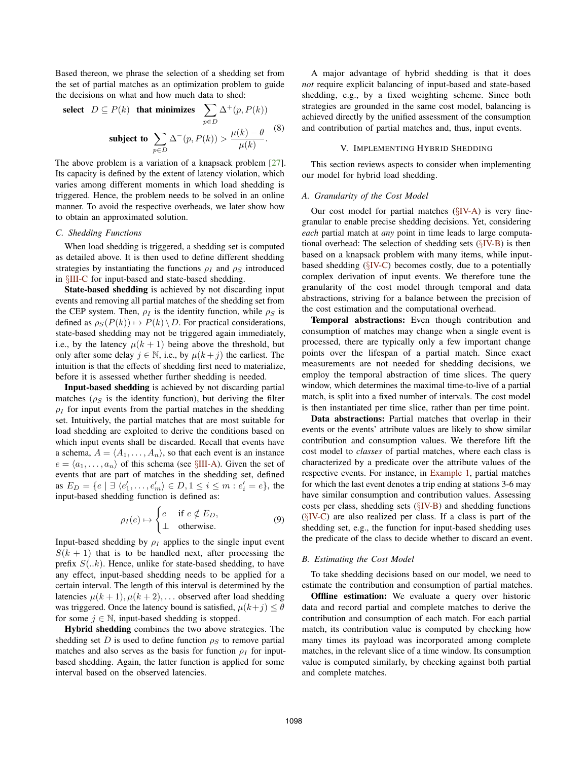Based thereon, we phrase the selection of a shedding set from the set of partial matches as an optimization problem to guide the decisions on what and how much data to shed:

$$\textbf{select} \;\; D \subseteq P(k) \;\; \textbf{that minimizes} \;\; \sum_{p \in D} \Delta^{+}(p, P(k))$$
$$\textbf{subject to} \;\; \sum_{p \in D} \Delta^{-}(p, P(k)) > \frac{\mu(k) - \theta}{\mu(k)}. \tag{8}$$

The above problem is a variation of a knapsack problem [27]. Its capacity is defined by the extent of latency violation, which varies among different moments in which load shedding is triggered. Hence, the problem needs to be solved in an online manner. To avoid the respective overheads, we later show how to obtain an approximated solution.

### C. Shedding Functions

When load shedding is triggered, a shedding set is computed as detailed above. It is then used to define different shedding strategies by instantiating the functions $\rho_I$ and $\rho_S$ introduced in §III-C for input-based and state-based shedding.

**State-based shedding** is achieved by not discarding input events and removing all partial matches of the shedding set from the CEP system. Then, $\rho_I$ is the identity function, while $\rho_S$ is defined as $\rho_S(P(k)) \mapsto P(k) \setminus D$. For practical considerations, state-based shedding may not be triggered again immediately, i.e., by the latency $\mu(k+1)$ being above the threshold, but only after some delay $j \in \mathbb{N}$, i.e., by $\mu(k+j)$ the earliest. The intuition is that the effects of shedding first need to materialize, before it is assessed whether further shedding is needed.

**Input-based shedding** is achieved by not discarding partial matches ($\rho_S$ is the identity function), but deriving the filter $\rho_I$ for input events from the partial matches in the shedding set. Intuitively, the partial matches that are most suitable for load shedding are exploited to derive the conditions based on which input events shall be discarded. Recall that events have a schema, $A = \langle A_1, \ldots, A_n \rangle$, so that each event is an instance $e = \langle a_1, \ldots, a_n \rangle$ of this schema (see §III-A). Given the set of events that are part of matches in the shedding set, defined as $E_D = \{e \mid \exists \langle e'_1, \ldots, e'_m \rangle \in D, 1 \leq i \leq m : e'_i = e\}$, the input-based shedding function is defined as:

$$\rho_I(e) \mapsto \begin{cases} e & \text{if } e \notin E_D, \\ \perp & \text{otherwise.} \end{cases} \tag{9}$$

Input-based shedding by $\rho_I$ applies to the single input event $S(k+1)$ that is to be handled next, after processing the prefix $S(..k)$. Hence, unlike for state-based shedding, to have any effect, input-based shedding needs to be applied for a certain interval. The length of this interval is determined by the latencies $\mu(k+1), \mu(k+2), \ldots$ observed after load shedding was triggered. Once the latency bound is satisfied, $\mu(k+j) \leq \theta$ for some $j \in \mathbb{N}$, input-based shedding is stopped.

**Hybrid shedding** combines the two above strategies. The shedding set $D$ is used to define function $\rho_S$ to remove partial matches and also serves as the basis for function $\rho_I$ for input-based shedding. Again, the latter function is applied for some interval based on the observed latencies.

A major advantage of hybrid shedding is that it does *not* require explicit balancing of input-based and state-based shedding, e.g., by a fixed weighting scheme. Since both strategies are grounded in the same cost model, balancing is achieved directly by the unified assessment of the consumption and contribution of partial matches and, thus, input events.

## V. Implementing Hybrid Shedding

This section reviews aspects to consider when implementing our model for hybrid load shedding.

### A. Granularity of the Cost Model

Our cost model for partial matches (§IV-A) is very fine-granular to enable precise shedding decisions. Yet, considering *each* partial match at *any* point in time leads to large computational overhead: The selection of shedding sets (§IV-B) is then based on a knapsack problem with many items, while input-based shedding (§IV-C) becomes costly, due to a potentially complex derivation of input events. We therefore tune the granularity of the cost model through temporal and data abstractions, striving for a balance between the precision of the cost estimation and the computational overhead.

**Temporal abstractions:** Even though contribution and consumption of matches may change when a single event is processed, there are typically only a few important change points over the lifespan of a partial match. Since exact measurements are not needed for shedding decisions, we employ the temporal abstraction of time slices. The query window, which determines the maximal time-to-live of a partial match, is split into a fixed number of intervals. The cost model is then instantiated per time slice, rather than per time point.

**Data abstractions:** Partial matches that overlap in their events or the events' attribute values are likely to show similar contribution and consumption values. We therefore lift the cost model to *classes* of partial matches, where each class is characterized by a predicate over the attribute values of the respective events. For instance, in Example 1, partial matches for which the last event denotes a trip ending at stations 3-6 may have similar consumption and contribution values. Assessing costs per class, shedding sets (§IV-B) and shedding functions (§IV-C) are also realized per class. If a class is part of the shedding set, e.g., the function for input-based shedding uses the predicate of the class to decide whether to discard an event.

### B. Estimating the Cost Model

To take shedding decisions based on our model, we need to estimate the contribution and consumption of partial matches.

**Offline estimation:** We evaluate a query over historic data and record partial and complete matches to derive the contribution and consumption of each match. For each partial match, its contribution value is computed by checking how many times its payload was incorporated among complete matches, in the relevant slice of a time window. Its consumption value is computed similarly, by checking against both partial and complete matches.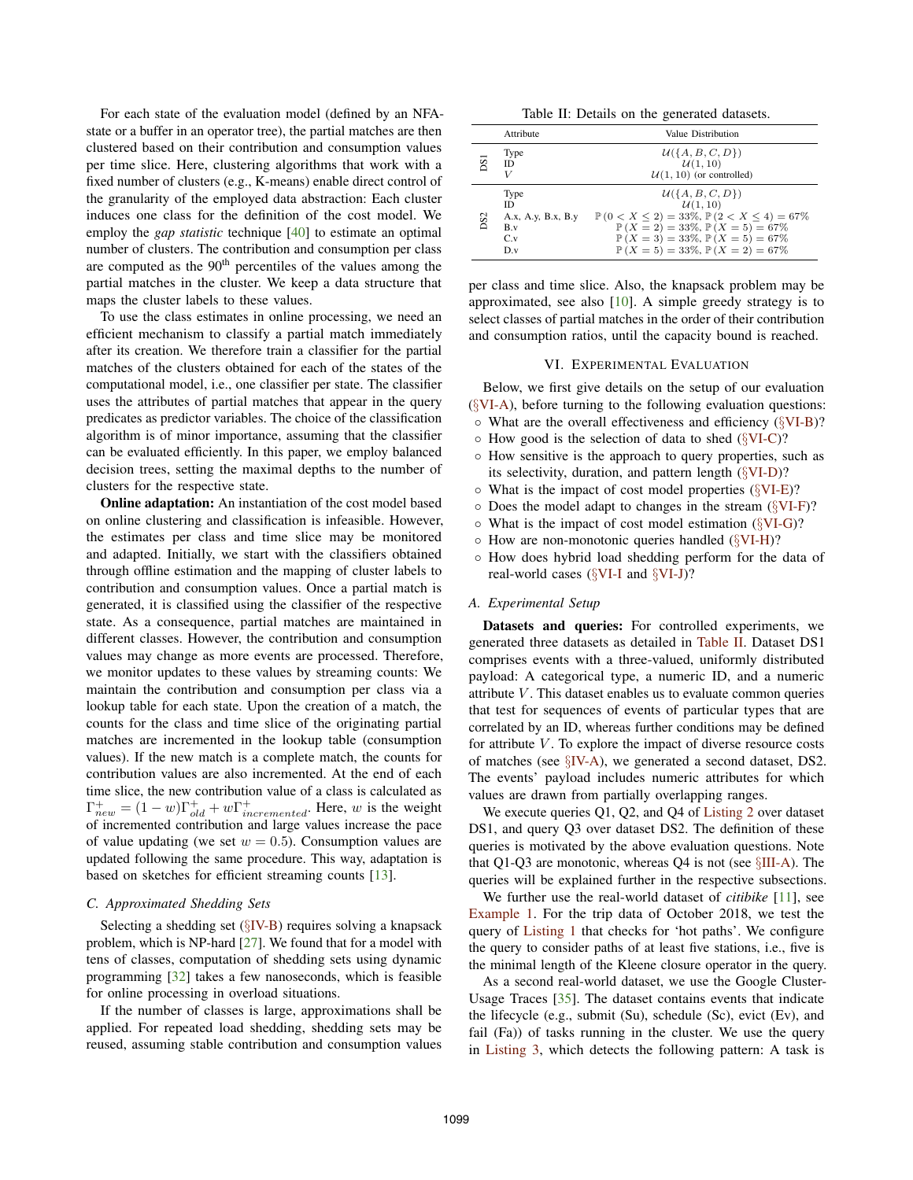For each state of the evaluation model (defined by an NFA-state or a buffer in an operator tree), the partial matches are then clustered based on their contribution and consumption values per time slice. Here, clustering algorithms that work with a fixed number of clusters (e.g., K-means) enable direct control of the granularity of the employed data abstraction: Each cluster induces one class for the definition of the cost model. We employ the *gap statistic* technique [40] to estimate an optimal number of clusters. The contribution and consumption per class are computed as the 90th percentiles of the values among the partial matches in the cluster. We keep a data structure that maps the cluster labels to these values.

To use the class estimates in online processing, we need an efficient mechanism to classify a partial match immediately after its creation. We therefore train a classifier for the partial matches of the clusters obtained for each of the states of the computational model, i.e., one classifier per state. The classifier uses the attributes of partial matches that appear in the query predicates as predictor variables. The choice of the classification algorithm is of minor importance, assuming that the classifier can be evaluated efficiently. In this paper, we employ balanced decision trees, setting the maximal depths to the number of clusters for the respective state.

**Online adaptation:** An instantiation of the cost model based on online clustering and classification is infeasible. However, the estimates per class and time slice may be monitored and adapted. Initially, we start with the classifiers obtained through offline estimation and the mapping of cluster labels to contribution and consumption values. Once a partial match is generated, it is classified using the classifier of the respective state. As a consequence, partial matches are maintained in different classes. However, the contribution and consumption values may change as more events are processed. Therefore, we monitor updates to these values by streaming counts: We maintain the contribution and consumption per class via a lookup table for each state. Upon the creation of a match, the counts for the class and time slice of the originating partial matches are incremented in the lookup table (consumption values). If the new match is a complete match, the counts for contribution values are also incremented. At the end of each time slice, the new contribution value of a class is calculated as $\Gamma^+_{new} = (1-w)\Gamma^+_{old} + w\Gamma^+_{incremented}$. Here, $w$ is the weight of incremented contribution and large values increase the pace of value updating (we set $w = 0.5$). Consumption values are updated following the same procedure. This way, adaptation is based on sketches for efficient streaming counts [13].

### C. Approximated Shedding Sets

Selecting a shedding set (§IV-B) requires solving a knapsack problem, which is NP-hard [27]. We found that for a model with tens of classes, computation of shedding sets using dynamic programming [32] takes a few nanoseconds, which is feasible for online processing in overload situations.

If the number of classes is large, approximations shall be applied. For repeated load shedding, shedding sets may be reused, assuming stable contribution and consumption values per class and time slice. Also, the knapsack problem may be approximated, see also [10]. A simple greedy strategy is to select classes of partial matches in the order of their contribution and consumption ratios, until the capacity bound is reached.

Table II: Details on the generated datasets.

| | Attribute | Value Distribution |
|---|---|---|
| DS1 | Type | $\mathcal{U}(\{A, B, C, D\})$ |
| | ID | $\mathcal{U}(1, 10)$ |
| | $V$ | $\mathcal{U}(1, 10)$ (or controlled) |
| DS2 | Type | $\mathcal{U}(\{A, B, C, D\})$ |
| | ID | $\mathcal{U}(1, 10)$ |
| | A.x, A.y, B.x, B.y | $\mathbb{P}(0 < X \leq 2) = 33\%, \mathbb{P}(2 < X \leq 4) = 67\%$ |
| | B.v | $\mathbb{P}(X = 2) = 33\%, \mathbb{P}(X = 5) = 67\%$ |
| | C.v | $\mathbb{P}(X = 3) = 33\%, \mathbb{P}(X = 5) = 67\%$ |
| | D.v | $\mathbb{P}(X = 5) = 33\%, \mathbb{P}(X = 2) = 67\%$ |

## VI. Experimental Evaluation

Below, we first give details on the setup of our evaluation (§VI-A), before turning to the following evaluation questions:

- What are the overall effectiveness and efficiency (§VI-B)?
- How good is the selection of data to shed (§VI-C)?
- How sensitive is the approach to query properties, such as its selectivity, duration, and pattern length (§VI-D)?
- What is the impact of cost model properties (§VI-E)?
- Does the model adapt to changes in the stream (§VI-F)?
- What is the impact of cost model estimation (§VI-G)?
- How are non-monotonic queries handled (§VI-H)?
- How does hybrid load shedding perform for the data of real-world cases (§VI-I and §VI-J)?

### A. Experimental Setup

**Datasets and queries:** For controlled experiments, we generated three datasets as detailed in Table II. Dataset DS1 comprises events with a three-valued, uniformly distributed payload: A categorical type, a numeric ID, and a numeric attribute $V$. This dataset enables us to evaluate common queries that test for sequences of events of particular types that are correlated by an ID, whereas further conditions may be defined for attribute $V$. To explore the impact of diverse resource costs of matches (see §IV-A), we generated a second dataset, DS2. The events' payload includes numeric attributes for which values are drawn from partially overlapping ranges.

We execute queries Q1, Q2, and Q4 of Listing 2 over dataset DS1, and query Q3 over dataset DS2. The definition of these queries is motivated by the above evaluation questions. Note that Q1-Q3 are monotonic, whereas Q4 is not (see §III-A). The queries will be explained further in the respective subsections.

We further use the real-world dataset of *citibike* [11], see Example 1. For the trip data of October 2018, we test the query of Listing 1 that checks for 'hot paths'. We configure the query to consider paths of at least five stations, i.e., five is the minimal length of the Kleene closure operator in the query.

As a second real-world dataset, we use the Google Cluster-Usage Traces [35]. The dataset contains events that indicate the lifecycle (e.g., submit (Su), schedule (Sc), evict (Ev), and fail (Fa)) of tasks running in the cluster. We use the query in Listing 3, which detects the following pattern: A task is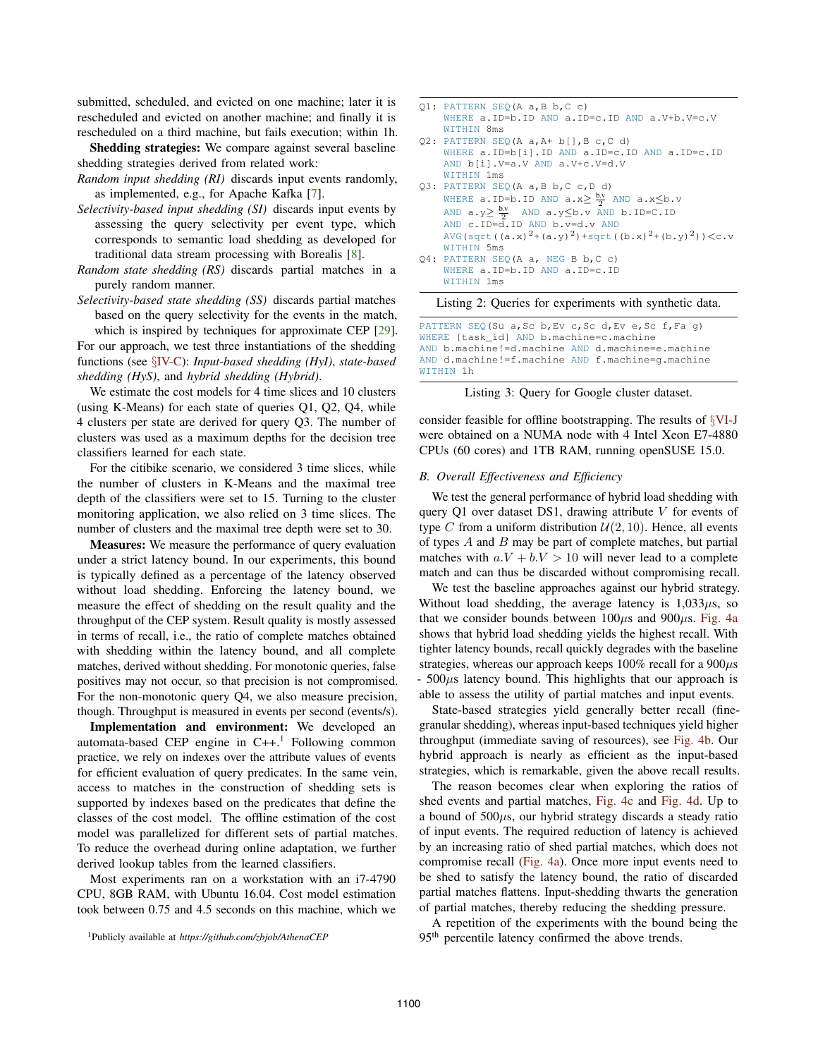submitted, scheduled, and evicted on one machine; later it is rescheduled and evicted on another machine; and finally it is rescheduled on a third machine, but fails execution; within 1h.

**Shedding strategies:** We compare against several baseline shedding strategies derived from related work:

*Random input shedding (RI)* discards input events randomly, as implemented, e.g., for Apache Kafka [7].

*Selectivity-based input shedding (SI)* discards input events by assessing the query selectivity per event type, which corresponds to semantic load shedding as developed for traditional data stream processing with Borealis [8].

*Random state shedding (RS)* discards partial matches in a purely random manner.

*Selectivity-based state shedding (SS)* discards partial matches based on the query selectivity for the events in the match, which is inspired by techniques for approximate CEP [29].

For our approach, we test three instantiations of the shedding functions (see §IV-C): *Input-based shedding (HyI)*, *state-based shedding (HyS)*, and *hybrid shedding (Hybrid)*.

We estimate the cost models for 4 time slices and 10 clusters (using K-Means) for each state of queries Q1, Q2, Q4, while 4 clusters per state are derived for query Q3. The number of clusters was used as a maximum depths for the decision tree classifiers learned for each state.

For the citibike scenario, we considered 3 time slices, while the number of clusters in K-Means and the maximal tree depth of the classifiers were set to 15. Turning to the cluster monitoring application, we also relied on 3 time slices. The number of clusters and the maximal tree depth were set to 30.

**Measures:** We measure the performance of query evaluation under a strict latency bound. In our experiments, this bound is typically defined as a percentage of the latency observed without load shedding. Enforcing the latency bound, we measure the effect of shedding on the result quality and the throughput of the CEP system. Result quality is mostly assessed in terms of recall, i.e., the ratio of complete matches obtained with shedding within the latency bound, and all complete matches, derived without shedding. For monotonic queries, false positives may not occur, so that precision is not compromised. For the non-monotonic query Q4, we also measure precision, though. Throughput is measured in events per second (events/s).

**Implementation and environment:** We developed an automata-based CEP engine in C++.[1] Following common practice, we rely on indexes over the attribute values of events for efficient evaluation of query predicates. In the same vein, access to matches in the construction of shedding sets is supported by indexes based on the predicates that define the classes of the cost model. The offline estimation of the cost model was parallelized for different sets of partial matches. To reduce the overhead during online adaptation, we further derived lookup tables from the learned classifiers.

Most experiments ran on a workstation with an i7-4790 CPU, 8GB RAM, with Ubuntu 16.04. Cost model estimation took between 0.75 and 4.5 seconds on this machine, which we consider feasible for offline bootstrapping. The results of §VI-J were obtained on a NUMA node with 4 Intel Xeon E7-4880 CPUs (60 cores) and 1TB RAM, running openSUSE 15.0.

[1] Publicly available at *https://github.com/zbjob/AthenaCEP*

```
Q1: PATTERN SEQ(A a,B b,C c)
    WHERE a.ID=b.ID AND a.ID=c.ID AND a.V+b.V=c.V
    WITHIN 8ms
Q2: PATTERN SEQ(A a,A+ b[],B c,C d)
    WHERE a.ID=b[i].ID AND a.ID=c.ID AND a.ID=c.ID
    AND b[i].V=a.V AND a.V+c.V=d.V
    WITHIN 1ms
Q3: PATTERN SEQ(A a,B b,C c,D d)
    WHERE a.ID=b.ID AND a.x≥ b.v/2 AND a.x≤b.v
    AND a.y≥ b.v/2  AND a.y≤b.v AND b.ID=C.ID
    AND c.ID=d.ID AND b.v=d.v AND
    AVG(sqrt((a.x)^2+(a.y)^2)+sqrt((b.x)^2+(b.y)^2))<c.v
    WITHIN 5ms
Q4: PATTERN SEQ(A a, NEG B b,C c)
    WHERE a.ID=b.ID AND a.ID=c.ID
    WITHIN 1ms
```

Listing 2: Queries for experiments with synthetic data.

```
PATTERN SEQ(Su a,Sc b,Ev c,Sc d,Ev e,Sc f,Fa g)
WHERE [task_id] AND b.machine=c.machine
AND b.machine!=d.machine AND d.machine=e.machine
AND d.machine!=f.machine AND f.machine=g.machine
WITHIN 1h
```

Listing 3: Query for Google cluster dataset.

### B. Overall Effectiveness and Efficiency

We test the general performance of hybrid load shedding with query Q1 over dataset DS1, drawing attribute $V$ for events of type $C$ from a uniform distribution $\mathcal{U}(2, 10)$. Hence, all events of types $A$ and $B$ may be part of complete matches, but partial matches with $a.V + b.V > 10$ will never lead to a complete match and can thus be discarded without compromising recall.

We test the baseline approaches against our hybrid strategy. Without load shedding, the average latency is 1,033$\mu$s, so that we consider bounds between 100$\mu$s and 900$\mu$s. Fig. 4a shows that hybrid load shedding yields the highest recall. With tighter latency bounds, recall quickly degrades with the baseline strategies, whereas our approach keeps 100% recall for a 900$\mu$s - 500$\mu$s latency bound. This highlights that our approach is able to assess the utility of partial matches and input events.

State-based strategies yield generally better recall (fine-granular shedding), whereas input-based techniques yield higher throughput (immediate saving of resources), see Fig. 4b. Our hybrid approach is nearly as efficient as the input-based strategies, which is remarkable, given the above recall results.

The reason becomes clear when exploring the ratios of shed events and partial matches, Fig. 4c and Fig. 4d. Up to a bound of 500$\mu$s, our hybrid strategy discards a steady ratio of input events. The required reduction of latency is achieved by an increasing ratio of shed partial matches, which does not compromise recall (Fig. 4a). Once more input events need to be shed to satisfy the latency bound, the ratio of discarded partial matches flattens. Input-shedding thwarts the generation of partial matches, thereby reducing the shedding pressure.

A repetition of the experiments with the bound being the 95$^{\text{th}}$ percentile latency confirmed the above trends.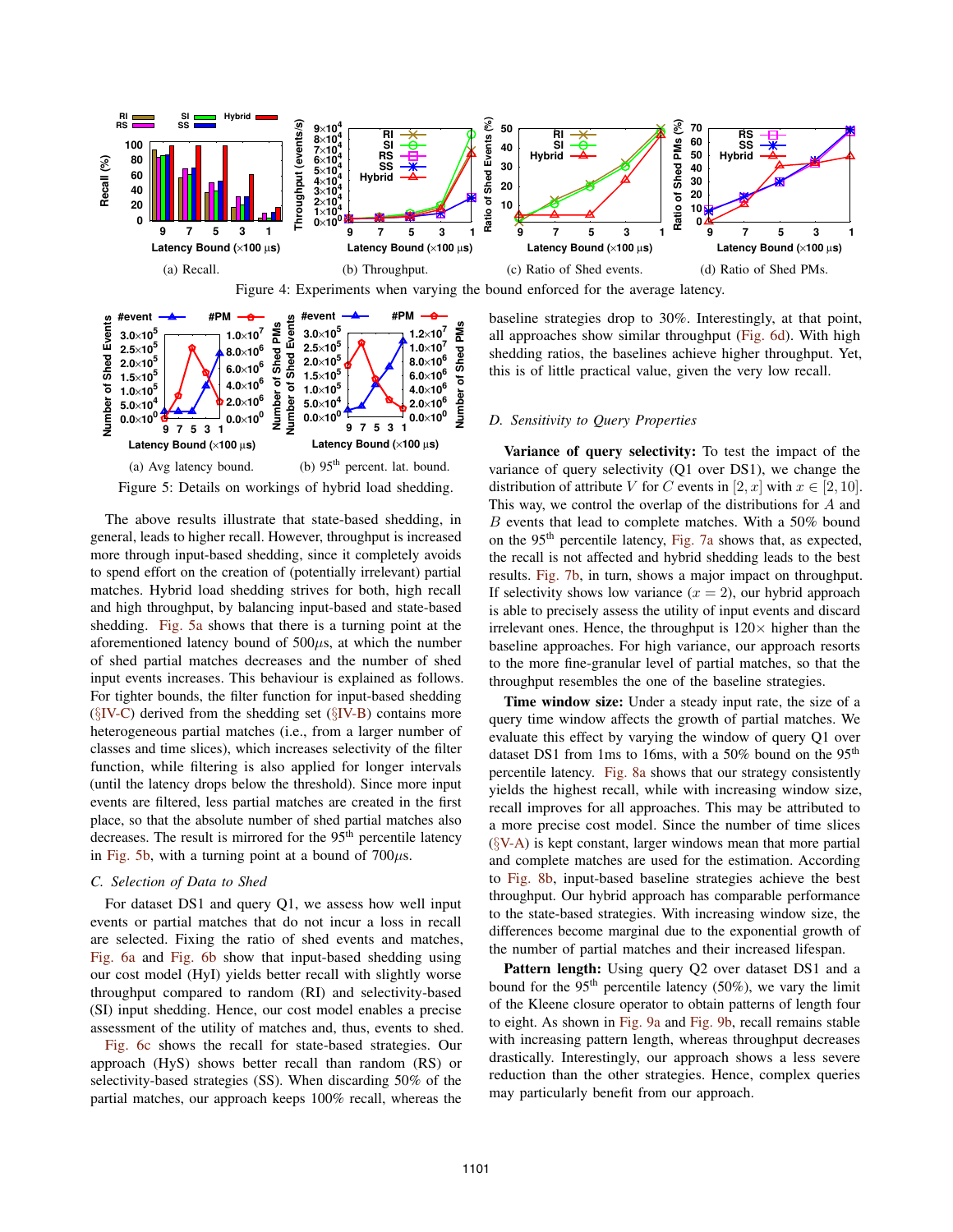(a) Recall.

(b) Throughput.

(c) Ratio of Shed events.

(d) Ratio of Shed PMs.

Figure 4: Experiments when varying the bound enforced for the average latency.

(a) Avg latency bound.

(b) 95th percent. lat. bound.

Figure 5: Details on workings of hybrid load shedding.

The above results illustrate that state-based shedding, in general, leads to higher recall. However, throughput is increased more through input-based shedding, since it completely avoids to spend effort on the creation of (potentially irrelevant) partial matches. Hybrid load shedding strives for both, high recall and high throughput, by balancing input-based and state-based shedding. Fig. 5a shows that there is a turning point at the aforementioned latency bound of 500$\mu$s, at which the number of shed partial matches decreases and the number of shed input events increases. This behaviour is explained as follows. For tighter bounds, the filter function for input-based shedding (§IV-C) derived from the shedding set (§IV-B) contains more heterogeneous partial matches (i.e., from a larger number of classes and time slices), which increases selectivity of the filter function, while filtering is also applied for longer intervals (until the latency drops below the threshold). Since more input events are filtered, less partial matches are created in the first place, so that the absolute number of shed partial matches also decreases. The result is mirrored for the 95th percentile latency in Fig. 5b, with a turning point at a bound of 700$\mu$s.

### C. Selection of Data to Shed

For dataset DS1 and query Q1, we assess how well input events or partial matches that do not incur a loss in recall are selected. Fixing the ratio of shed events and matches, Fig. 6a and Fig. 6b show that input-based shedding using our cost model (HyI) yields better recall with slightly worse throughput compared to random (RI) and selectivity-based (SI) input shedding. Hence, our cost model enables a precise assessment of the utility of matches and, thus, events to shed.

Fig. 6c shows the recall for state-based strategies. Our approach (HyS) shows better recall than random (RS) or selectivity-based strategies (SS). When discarding 50% of the partial matches, our approach keeps 100% recall, whereas the baseline strategies drop to 30%. Interestingly, at that point, all approaches show similar throughput (Fig. 6d). With high shedding ratios, the baselines achieve higher throughput. Yet, this is of little practical value, given the very low recall.

### D. Sensitivity to Query Properties

**Variance of query selectivity:** To test the impact of the variance of query selectivity (Q1 over DS1), we change the distribution of attribute $V$ for $C$ events in $[2, x]$ with $x \in [2, 10]$. This way, we control the overlap of the distributions for $A$ and $B$ events that lead to complete matches. With a 50% bound on the 95th percentile latency, Fig. 7a shows that, as expected, the recall is not affected and hybrid shedding leads to the best results. Fig. 7b, in turn, shows a major impact on throughput. If selectivity shows low variance ($x = 2$), our hybrid approach is able to precisely assess the utility of input events and discard irrelevant ones. Hence, the throughput is 120× higher than the baseline approaches. For high variance, our approach resorts to the more fine-granular level of partial matches, so that the throughput resembles the one of the baseline strategies.

**Time window size:** Under a steady input rate, the size of a query time window affects the growth of partial matches. We evaluate this effect by varying the window of query Q1 over dataset DS1 from 1ms to 16ms, with a 50% bound on the 95th percentile latency. Fig. 8a shows that our strategy consistently yields the highest recall, while with increasing window size, recall improves for all approaches. This may be attributed to a more precise cost model. Since the number of time slices (§V-A) is kept constant, larger windows mean that more partial and complete matches are used for the estimation. According to Fig. 8b, input-based baseline strategies achieve the best throughput. Our hybrid approach has comparable performance to the state-based strategies. With increasing window size, the differences become marginal due to the exponential growth of the number of partial matches and their increased lifespan.

**Pattern length:** Using query Q2 over dataset DS1 and a bound for the 95th percentile latency (50%), we vary the limit of the Kleene closure operator to obtain patterns of length four to eight. As shown in Fig. 9a and Fig. 9b, recall remains stable with increasing pattern length, whereas throughput decreases drastically. Interestingly, our approach shows a less severe reduction than the other strategies. Hence, complex queries may particularly benefit from our approach.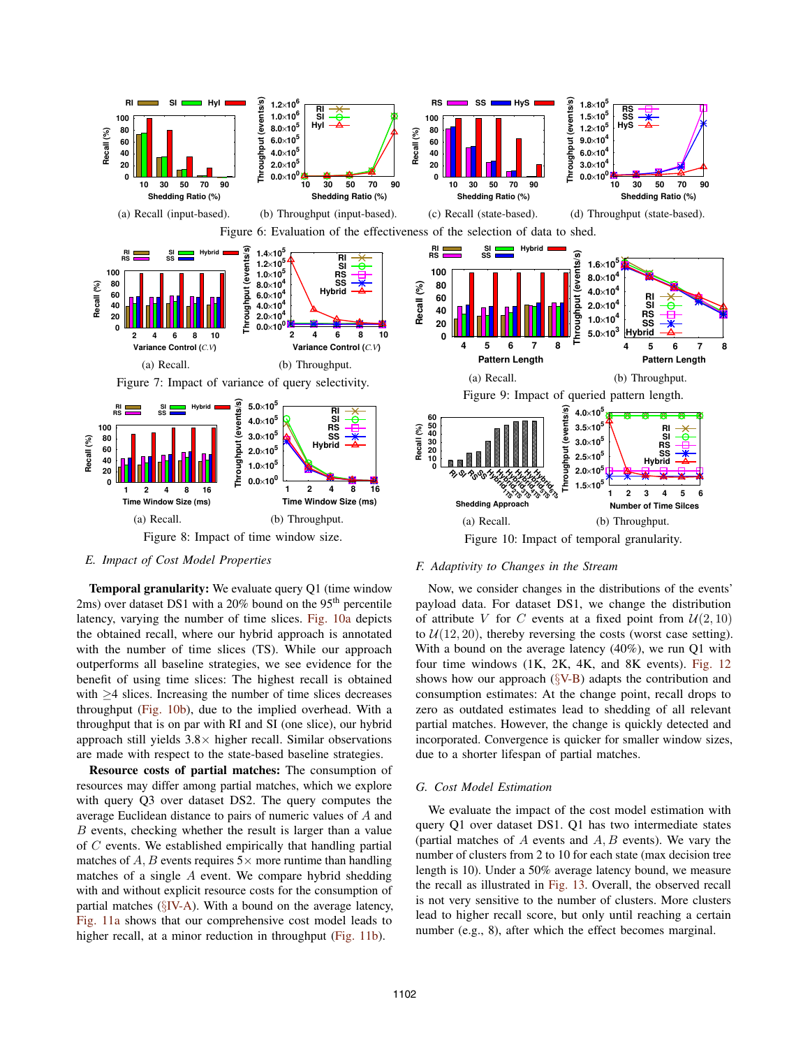(a) Recall (input-based). (b) Throughput (input-based). (c) Recall (state-based). (d) Throughput (state-based).

Figure 6: Evaluation of the effectiveness of the selection of data to shed.

(a) Recall. (b) Throughput.

Figure 7: Impact of variance of query selectivity.

(a) Recall. (b) Throughput.

Figure 8: Impact of time window size.

(a) Recall. (b) Throughput.

Figure 9: Impact of queried pattern length.

(a) Recall. (b) Throughput.

Figure 10: Impact of temporal granularity.

### E. Impact of Cost Model Properties

**Temporal granularity:** We evaluate query Q1 (time window 2ms) over dataset DS1 with a 20% bound on the 95th percentile latency, varying the number of time slices. Fig. 10a depicts the obtained recall, where our hybrid approach is annotated with the number of time slices (TS). While our approach outperforms all baseline strategies, we see evidence for the benefit of using time slices: The highest recall is obtained with $\geq$4 slices. Increasing the number of time slices decreases throughput (Fig. 10b), due to the implied overhead. With a throughput that is on par with RI and SI (one slice), our hybrid approach still yields 3.8× higher recall. Similar observations are made with respect to the state-based baseline strategies.

**Resource costs of partial matches:** The consumption of resources may differ among partial matches, which we explore with query Q3 over dataset DS2. The query computes the average Euclidean distance to pairs of numeric values of $A$ and $B$ events, checking whether the result is larger than a value of $C$ events. We established empirically that handling partial matches of $A, B$ events requires 5× more runtime than handling matches of a single $A$ event. We compare hybrid shedding with and without explicit resource costs for the consumption of partial matches (§IV-A). With a bound on the average latency, Fig. 11a shows that our comprehensive cost model leads to higher recall, at a minor reduction in throughput (Fig. 11b).

### F. Adaptivity to Changes in the Stream

Now, we consider changes in the distributions of the events' payload data. For dataset DS1, we change the distribution of attribute $V$ for $C$ events at a fixed point from $\mathcal{U}(2, 10)$ to $\mathcal{U}(12, 20)$, thereby reversing the costs (worst case setting). With a bound on the average latency (40%), we run Q1 with four time windows (1K, 2K, 4K, and 8K events). Fig. 12 shows how our approach (§V-B) adapts the contribution and consumption estimates: At the change point, recall drops to zero as outdated estimates lead to shedding of all relevant partial matches. However, the change is quickly detected and incorporated. Convergence is quicker for smaller window sizes, due to a shorter lifespan of partial matches.

### G. Cost Model Estimation

We evaluate the impact of the cost model estimation with query Q1 over dataset DS1. Q1 has two intermediate states (partial matches of $A$ events and $A, B$ events). We vary the number of clusters from 2 to 10 for each state (max decision tree length is 10). Under a 50% average latency bound, we measure the recall as illustrated in Fig. 13. Overall, the observed recall is not very sensitive to the number of clusters. More clusters lead to higher recall score, but only until reaching a certain number (e.g., 8), after which the effect becomes marginal.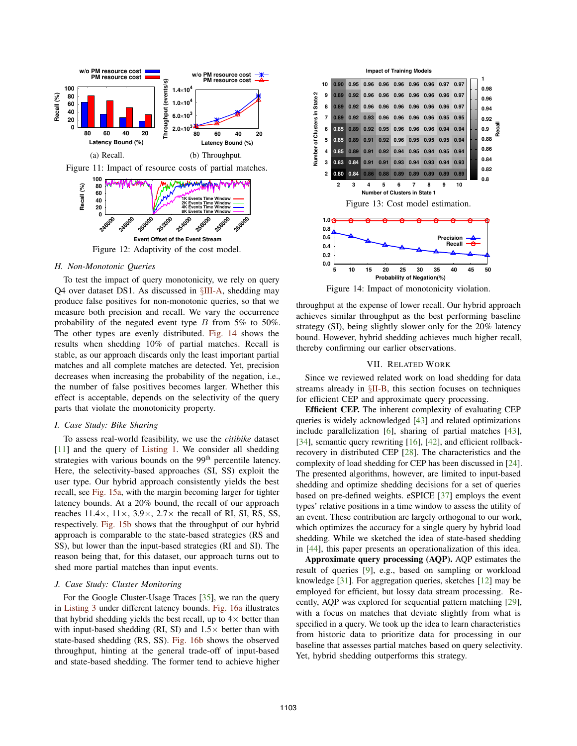Figure 11: Impact of resource costs of partial matches.

(a) Recall.

(b) Throughput.

Figure 12: Adaptivity of the cost model.

Figure 13: Cost model estimation.

Figure 14: Impact of monotonicity violation.

### H. Non-Monotonic Queries

To test the impact of query monotonicity, we rely on query Q4 over dataset DS1. As discussed in §III-A, shedding may produce false positives for non-monotonic queries, so that we measure both precision and recall. We vary the occurrence probability of the negated event type $B$ from 5% to 50%. The other types are evenly distributed. Fig. 14 shows the results when shedding 10% of partial matches. Recall is stable, as our approach discards only the least important partial matches and all complete matches are detected. Yet, precision decreases when increasing the probability of the negation, i.e., the number of false positives becomes larger. Whether this effect is acceptable, depends on the selectivity of the query parts that violate the monotonicity property.

### I. Case Study: Bike Sharing

To assess real-world feasibility, we use the *citibike* dataset [11] and the query of Listing 1. We consider all shedding strategies with various bounds on the 99th percentile latency. Here, the selectivity-based approaches (SI, SS) exploit the user type. Our hybrid approach consistently yields the best recall, see Fig. 15a, with the margin becoming larger for tighter latency bounds. At a 20% bound, the recall of our approach reaches 11.4×, 11×, 3.9×, 2.7× the recall of RI, SI, RS, SS, respectively. Fig. 15b shows that the throughput of our hybrid approach is comparable to the state-based strategies (RS and SS), but lower than the input-based strategies (RI and SI). The reason being that, for this dataset, our approach turns out to shed more partial matches than input events.

### J. Case Study: Cluster Monitoring

For the Google Cluster-Usage Traces [35], we ran the query in Listing 3 under different latency bounds. Fig. 16a illustrates that hybrid shedding yields the best recall, up to 4× better than with input-based shedding (RI, SI) and 1.5× better than with state-based shedding (RS, SS). Fig. 16b shows the observed throughput, hinting at the general trade-off of input-based and state-based shedding. The former tend to achieve higher throughput at the expense of lower recall. Our hybrid approach achieves similar throughput as the best performing baseline strategy (SI), being slightly slower only for the 20% latency bound. However, hybrid shedding achieves much higher recall, thereby confirming our earlier observations.

## VII. Related Work

Since we reviewed related work on load shedding for data streams already in §II-B, this section focuses on techniques for efficient CEP and approximate query processing.

**Efficient CEP.** The inherent complexity of evaluating CEP queries is widely acknowledged [43] and related optimizations include parallelization [6], sharing of partial matches [43], [34], semantic query rewriting [16], [42], and efficient rollback-recovery in distributed CEP [28]. The characteristics and the complexity of load shedding for CEP has been discussed in [24]. The presented algorithms, however, are limited to input-based shedding and optimize shedding decisions for a set of queries based on pre-defined weights. eSPICE [37] employs the event types' relative positions in a time window to assess the utility of an event. These contribution are largely orthogonal to our work, which optimizes the accuracy for a single query by hybrid load shedding. While we sketched the idea of state-based shedding in [44], this paper presents an operationalization of this idea.

**Approximate query processing (AQP).** AQP estimates the result of queries [9], e.g., based on sampling or workload knowledge [31]. For aggregation queries, sketches [12] may be employed for efficient, but lossy data stream processing. Recently, AQP was explored for sequential pattern matching [29], with a focus on matches that deviate slightly from what is specified in a query. We took up the idea to learn characteristics from historic data to prioritize data for processing in our baseline that assesses partial matches based on query selectivity. Yet, hybrid shedding outperforms this strategy.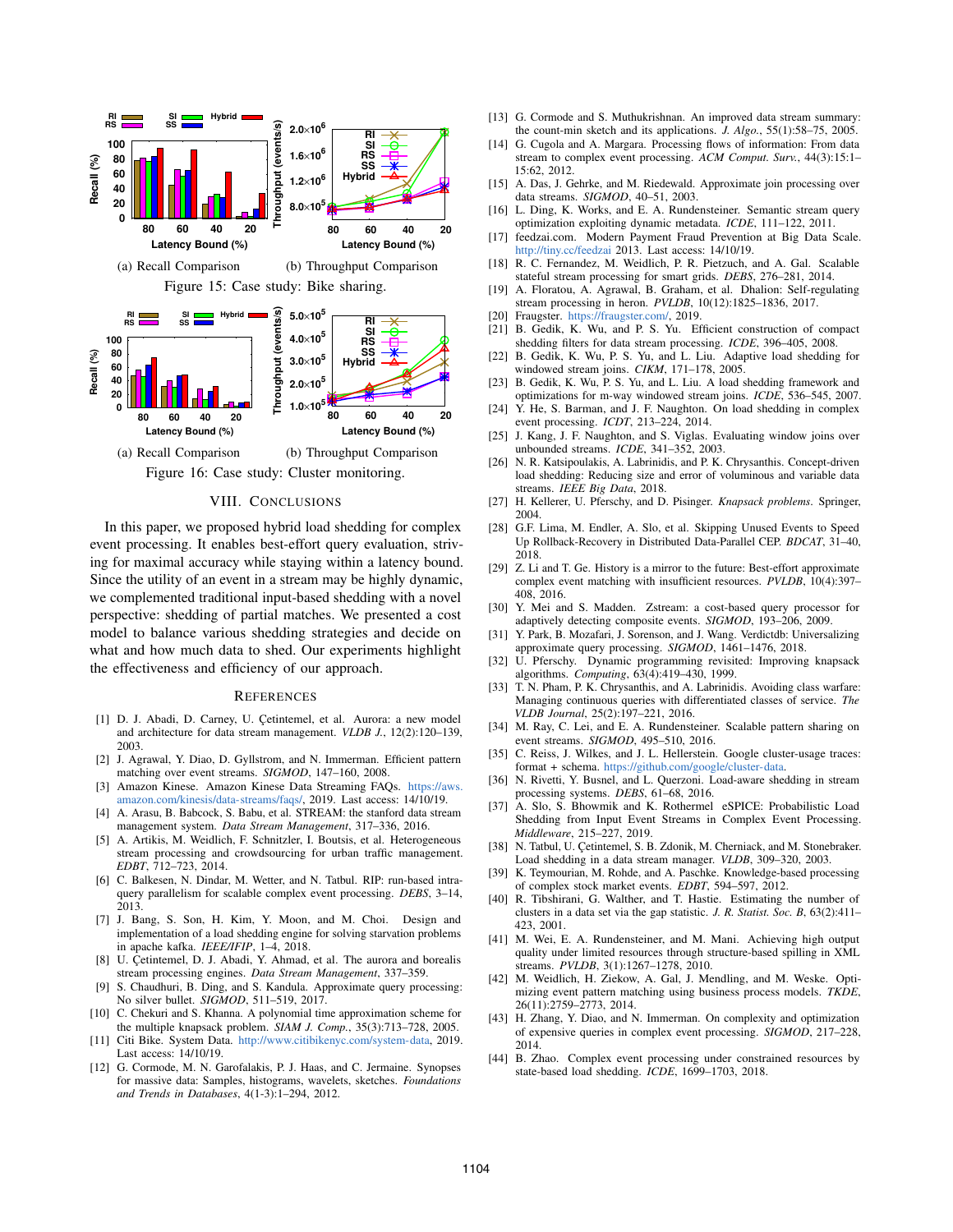RI RS SI SS Hybrid

Recall (%)

100 80 60 40 20 0

80 60 40 20

Latency Bound (%)

(a) Recall Comparison

Throughput (events/s)

$2.0\times10^6$ $1.6\times10^6$ $1.2\times10^6$ $8.0\times10^5$

RI SI RS SS Hybrid

80 60 40 20

Latency Bound (%)

(b) Throughput Comparison

Figure 15: Case study: Bike sharing.

RI RS SI SS Hybrid

Recall (%)

100 80 60 40 20 0

80 60 40 20

Latency Bound (%)

(a) Recall Comparison

Throughput (events/s)

$5.0\times10^5$ $4.0\times10^5$ $3.0\times10^5$ $2.0\times10^5$ $1.0\times10^5$

RI SI RS SS Hybrid

80 60 40 20

Latency Bound (%)

(b) Throughput Comparison

Figure 16: Case study: Cluster monitoring.

## VIII. Conclusions

In this paper, we proposed hybrid load shedding for complex event processing. It enables best-effort query evaluation, striving for maximal accuracy while staying within a latency bound. Since the utility of an event in a stream may be highly dynamic, we complemented traditional input-based shedding with a novel perspective: shedding of partial matches. We presented a cost model to balance various shedding strategies and decide on what and how much data to shed. Our experiments highlight the effectiveness and efficiency of our approach.

## References

[1] D. J. Abadi, D. Carney, U. Çetintemel, et al. Aurora: a new model and architecture for data stream management. *VLDB J.*, 12(2):120–139, 2003.

[2] J. Agrawal, Y. Diao, D. Gyllstrom, and N. Immerman. Efficient pattern matching over event streams. *SIGMOD*, 147–160, 2008.

[3] Amazon Kinese. Amazon Kinese Data Streaming FAQs. https://aws.amazon.com/kinesis/data-streams/faqs/, 2019. Last access: 14/10/19.

[4] A. Arasu, B. Babcock, S. Babu, et al. STREAM: the stanford data stream management system. *Data Stream Management*, 317–336, 2016.

[5] A. Artikis, M. Weidlich, F. Schnitzler, I. Boutsis, et al. Heterogeneous stream processing and crowdsourcing for urban traffic management. *EDBT*, 712–723, 2014.

[6] C. Balkesen, N. Dindar, M. Wetter, and N. Tatbul. RIP: run-based intra-query parallelism for scalable complex event processing. *DEBS*, 3–14, 2013.

[7] J. Bang, S. Son, H. Kim, Y. Moon, and M. Choi. Design and implementation of a load shedding engine for solving starvation problems in apache kafka. *IEEE/IFIP*, 1–4, 2018.

[8] U. Çetintemel, D. J. Abadi, Y. Ahmad, et al. The aurora and borealis stream processing engines. *Data Stream Management*, 337–359.

[9] S. Chaudhuri, B. Ding, and S. Kandula. Approximate query processing: No silver bullet. *SIGMOD*, 511–519, 2017.

[10] C. Chekuri and S. Khanna. A polynomial time approximation scheme for the multiple knapsack problem. *SIAM J. Comp.*, 35(3):713–728, 2005.

[11] Citi Bike. System Data. http://www.citibikenyc.com/system-data, 2019. Last access: 14/10/19.

[12] G. Cormode, M. N. Garofalakis, P. J. Haas, and C. Jermaine. Synopses for massive data: Samples, histograms, wavelets, sketches. *Foundations and Trends in Databases*, 4(1-3):1–294, 2012.

[13] G. Cormode and S. Muthukrishnan. An improved data stream summary: the count-min sketch and its applications. *J. Algo.*, 55(1):58–75, 2005.

[14] G. Cugola and A. Margara. Processing flows of information: From data stream to complex event processing. *ACM Comput. Surv.*, 44(3):15:1–15:62, 2012.

[15] A. Das, J. Gehrke, and M. Riedewald. Approximate join processing over data streams. *SIGMOD*, 40–51, 2003.

[16] L. Ding, K. Works, and E. A. Rundensteiner. Semantic stream query optimization exploiting dynamic metadata. *ICDE*, 111–122, 2011.

[17] feedzai.com. Modern Payment Fraud Prevention at Big Data Scale. http://tiny.cc/feedzai 2013. Last access: 14/10/19.

[18] R. C. Fernandez, M. Weidlich, P. R. Pietzuch, and A. Gal. Scalable stateful stream processing for smart grids. *DEBS*, 276–281, 2014.

[19] A. Floratou, A. Agrawal, B. Graham, et al. Dhalion: Self-regulating stream processing in heron. *PVLDB*, 10(12):1825–1836, 2017.

[20] Fraugster. https://fraugster.com/, 2019.

[21] B. Gedik, K. Wu, and P. S. Yu. Efficient construction of compact shedding filters for data stream processing. *ICDE*, 396–405, 2008.

[22] B. Gedik, K. Wu, P. S. Yu, and L. Liu. Adaptive load shedding for windowed stream joins. *CIKM*, 171–178, 2005.

[23] B. Gedik, K. Wu, P. S. Yu, and L. Liu. A load shedding framework and optimizations for m-way windowed stream joins. *ICDE*, 536–545, 2007.

[24] Y. He, S. Barman, and J. F. Naughton. On load shedding in complex event processing. *ICDT*, 213–224, 2014.

[25] J. Kang, J. F. Naughton, and S. Viglas. Evaluating window joins over unbounded streams. *ICDE*, 341–352, 2003.

[26] N. R. Katsipoulakis, A. Labrinidis, and P. K. Chrysanthis. Concept-driven load shedding: Reducing size and error of voluminous and variable data streams. *IEEE Big Data*, 2018.

[27] H. Kellerer, U. Pferschy, and D. Pisinger. *Knapsack problems*. Springer, 2004.

[28] G.F. Lima, M. Endler, A. Slo, et al. Skipping Unused Events to Speed Up Rollback-Recovery in Distributed Data-Parallel CEP. *BDCAT*, 31–40, 2018.

[29] Z. Li and T. Ge. History is a mirror to the future: Best-effort approximate complex event matching with insufficient resources. *PVLDB*, 10(4):397–408, 2016.

[30] Y. Mei and S. Madden. Zstream: a cost-based query processor for adaptively detecting composite events. *SIGMOD*, 193–206, 2009.

[31] Y. Park, B. Mozafari, J. Sorenson, and J. Wang. Verdictdb: Universalizing approximate query processing. *SIGMOD*, 1461–1476, 2018.

[32] U. Pferschy. Dynamic programming revisited: Improving knapsack algorithms. *Computing*, 63(4):419–430, 1999.

[33] T. N. Pham, P. K. Chrysanthis, and A. Labrinidis. Avoiding class warfare: Managing continuous queries with differentiated classes of service. *The VLDB Journal*, 25(2):197–221, 2016.

[34] M. Ray, C. Lei, and E. A. Rundensteiner. Scalable pattern sharing on event streams. *SIGMOD*, 495–510, 2016.

[35] C. Reiss, J. Wilkes, and J. L. Hellerstein. Google cluster-usage traces: format + schema. https://github.com/google/cluster-data.

[36] N. Rivetti, Y. Busnel, and L. Querzoni. Load-aware shedding in stream processing systems. *DEBS*, 61–68, 2016.

[37] A. Slo, S. Bhowmik and K. Rothermel eSPICE: Probabilistic Load Shedding from Input Event Streams in Complex Event Processing. *Middleware*, 215–227, 2019.

[38] N. Tatbul, U. Çetintemel, S. B. Zdonik, M. Cherniack, and M. Stonebraker. Load shedding in a data stream manager. *VLDB*, 309–320, 2003.

[39] K. Teymourian, M. Rohde, and A. Paschke. Knowledge-based processing of complex stock market events. *EDBT*, 594–597, 2012.

[40] R. Tibshirani, G. Walther, and T. Hastie. Estimating the number of clusters in a data set via the gap statistic. *J. R. Statist. Soc. B*, 63(2):411–423, 2001.

[41] M. Wei, E. A. Rundensteiner, and M. Mani. Achieving high output quality under limited resources through structure-based spilling in XML streams. *PVLDB*, 3(1):1267–1278, 2010.

[42] M. Weidlich, H. Ziekow, A. Gal, J. Mendling, and M. Weske. Optimizing event pattern matching using business process models. *TKDE*, 26(11):2759–2773, 2014.

[43] H. Zhang, Y. Diao, and N. Immerman. On complexity and optimization of expensive queries in complex event processing. *SIGMOD*, 217–228, 2014.

[44] B. Zhao. Complex event processing under constrained resources by state-based load shedding. *ICDE*, 1699–1703, 2018.